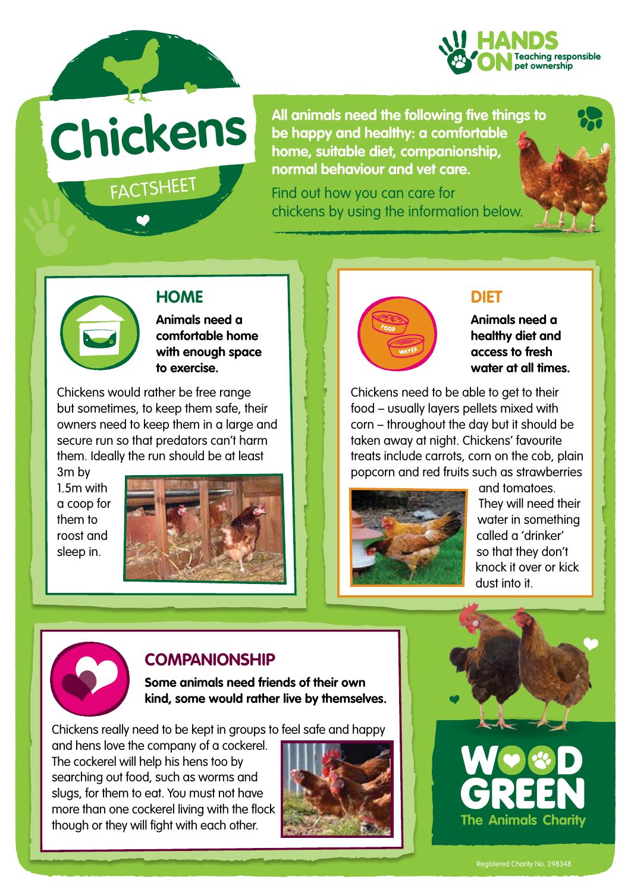# Chickens

FACTSHEET

HANDS ON Teaching responsible pet ownership

**All animals need the following five things to be happy and healthy: a comfortable home, suitable diet, companionship, normal behaviour and vet care.**

Find out how you can care for chickens by using the information below.

## HOME

**Animals need a comfortable home with enough space to exercise.**

Chickens would rather be free range but sometimes, to keep them safe, their owners need to keep them in a large and secure run so that predators can't harm them. Ideally the run should be at least 3m by 1.5m with a coop for them to roost and sleep in.

## DIET

**Animals need a healthy diet and access to fresh water at all times.**

Chickens need to be able to get to their food – usually layers pellets mixed with corn – throughout the day but it should be taken away at night. Chickens' favourite treats include carrots, corn on the cob, plain popcorn and red fruits such as strawberries and tomatoes. They will need their water in something called a 'drinker' so that they don't knock it over or kick dust into it.

## COMPANIONSHIP

**Some animals need friends of their own kind, some would rather live by themselves.**

Chickens really need to be kept in groups to feel safe and happy and hens love the company of a cockerel. The cockerel will help his hens too by searching out food, such as worms and slugs, for them to eat. You must not have more than one cockerel living with the flock though or they will fight with each other.

WOOD GREEN The Animals Charity

Registered Charity No. 298348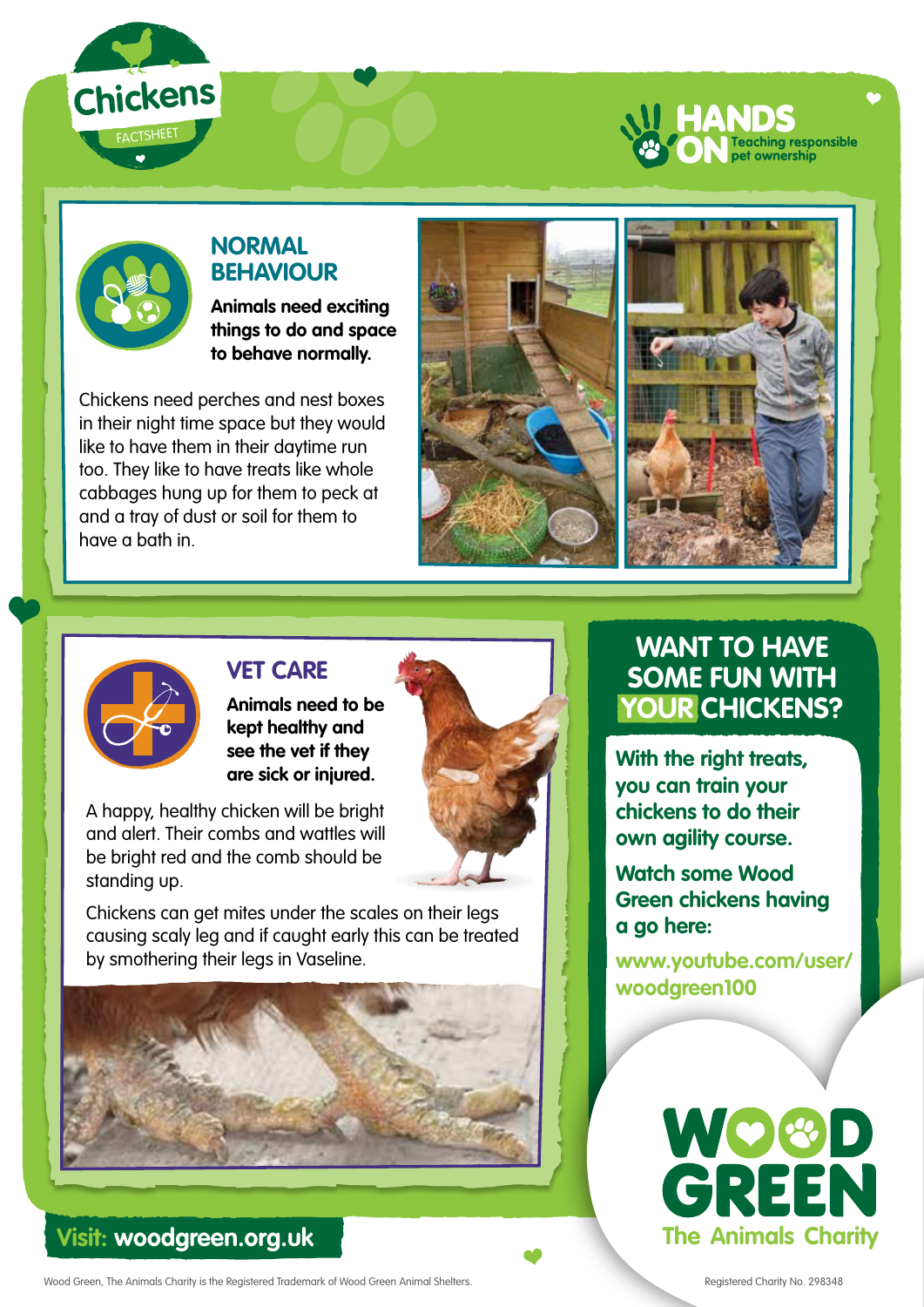# Chickens

FACTSHEET

**HANDS ON** Teaching responsible pet ownership

## NORMAL BEHAVIOUR

**Animals need exciting things to do and space to behave normally.**

Chickens need perches and nest boxes in their night time space but they would like to have them in their daytime run too. They like to have treats like whole cabbages hung up for them to peck at and a tray of dust or soil for them to have a bath in.

## VET CARE

**Animals need to be kept healthy and see the vet if they are sick or injured.**

A happy, healthy chicken will be bright and alert. Their combs and wattles will be bright red and the comb should be standing up.

Chickens can get mites under the scales on their legs causing scaly leg and if caught early this can be treated by smothering their legs in Vaseline.

## WANT TO HAVE SOME FUN WITH YOUR CHICKENS?

**With the right treats, you can train your chickens to do their own agility course.**

**Watch some Wood Green chickens having a go here:**

**www.youtube.com/user/woodgreen100**

**Visit: woodgreen.org.uk**

WOOD GREEN The Animals Charity

Wood Green, The Animals Charity is the Registered Trademark of Wood Green Animal Shelters.

Registered Charity No. 298348